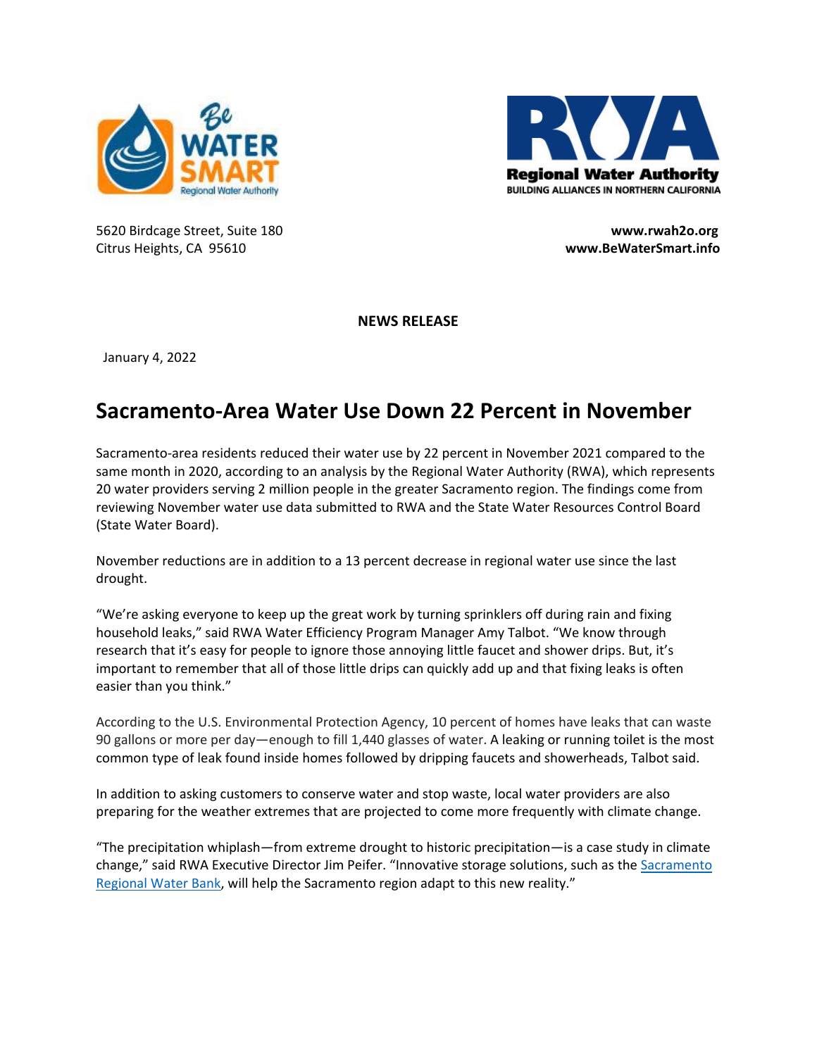5620 Birdcage Street, Suite 180
Citrus Heights, CA 95610

**www.rwah2o.org**
**www.BeWaterSmart.info**

**NEWS RELEASE**

January 4, 2022

# Sacramento-Area Water Use Down 22 Percent in November

Sacramento-area residents reduced their water use by 22 percent in November 2021 compared to the same month in 2020, according to an analysis by the Regional Water Authority (RWA), which represents 20 water providers serving 2 million people in the greater Sacramento region. The findings come from reviewing November water use data submitted to RWA and the State Water Resources Control Board (State Water Board).

November reductions are in addition to a 13 percent decrease in regional water use since the last drought.

"We're asking everyone to keep up the great work by turning sprinklers off during rain and fixing household leaks," said RWA Water Efficiency Program Manager Amy Talbot. "We know through research that it's easy for people to ignore those annoying little faucet and shower drips. But, it's important to remember that all of those little drips can quickly add up and that fixing leaks is often easier than you think."

According to the U.S. Environmental Protection Agency, 10 percent of homes have leaks that can waste 90 gallons or more per day—enough to fill 1,440 glasses of water. A leaking or running toilet is the most common type of leak found inside homes followed by dripping faucets and showerheads, Talbot said.

In addition to asking customers to conserve water and stop waste, local water providers are also preparing for the weather extremes that are projected to come more frequently with climate change.

"The precipitation whiplash—from extreme drought to historic precipitation—is a case study in climate change," said RWA Executive Director Jim Peifer. "Innovative storage solutions, such as the Sacramento Regional Water Bank, will help the Sacramento region adapt to this new reality."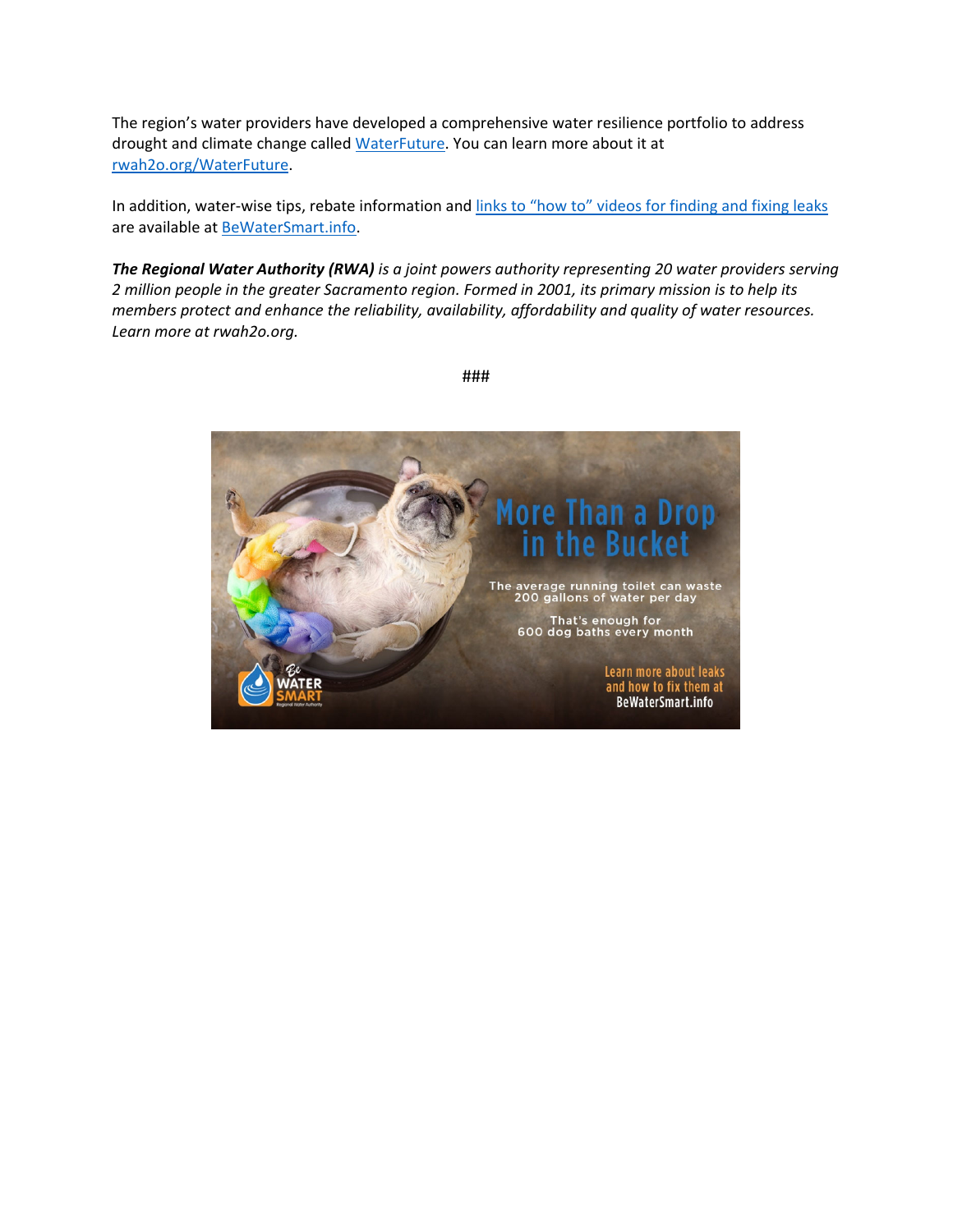The region's water providers have developed a comprehensive water resilience portfolio to address drought and climate change called [WaterFuture](rwah2o.org/WaterFuture). You can learn more about it at [rwah2o.org/WaterFuture](rwah2o.org/WaterFuture).

In addition, water-wise tips, rebate information and [links to "how to" videos for finding and fixing leaks](BeWaterSmart.info) are available at [BeWaterSmart.info](BeWaterSmart.info).

***The Regional Water Authority (RWA)*** *is a joint powers authority representing 20 water providers serving 2 million people in the greater Sacramento region. Formed in 2001, its primary mission is to help its members protect and enhance the reliability, availability, affordability and quality of water resources. Learn more at rwah2o.org.*

###

More Than a Drop in the Bucket

The average running toilet can waste 200 gallons of water per day

That's enough for 600 dog baths every month

Learn more about leaks and how to fix them at BeWaterSmart.info

Be WATER SMART Regional Water Authority